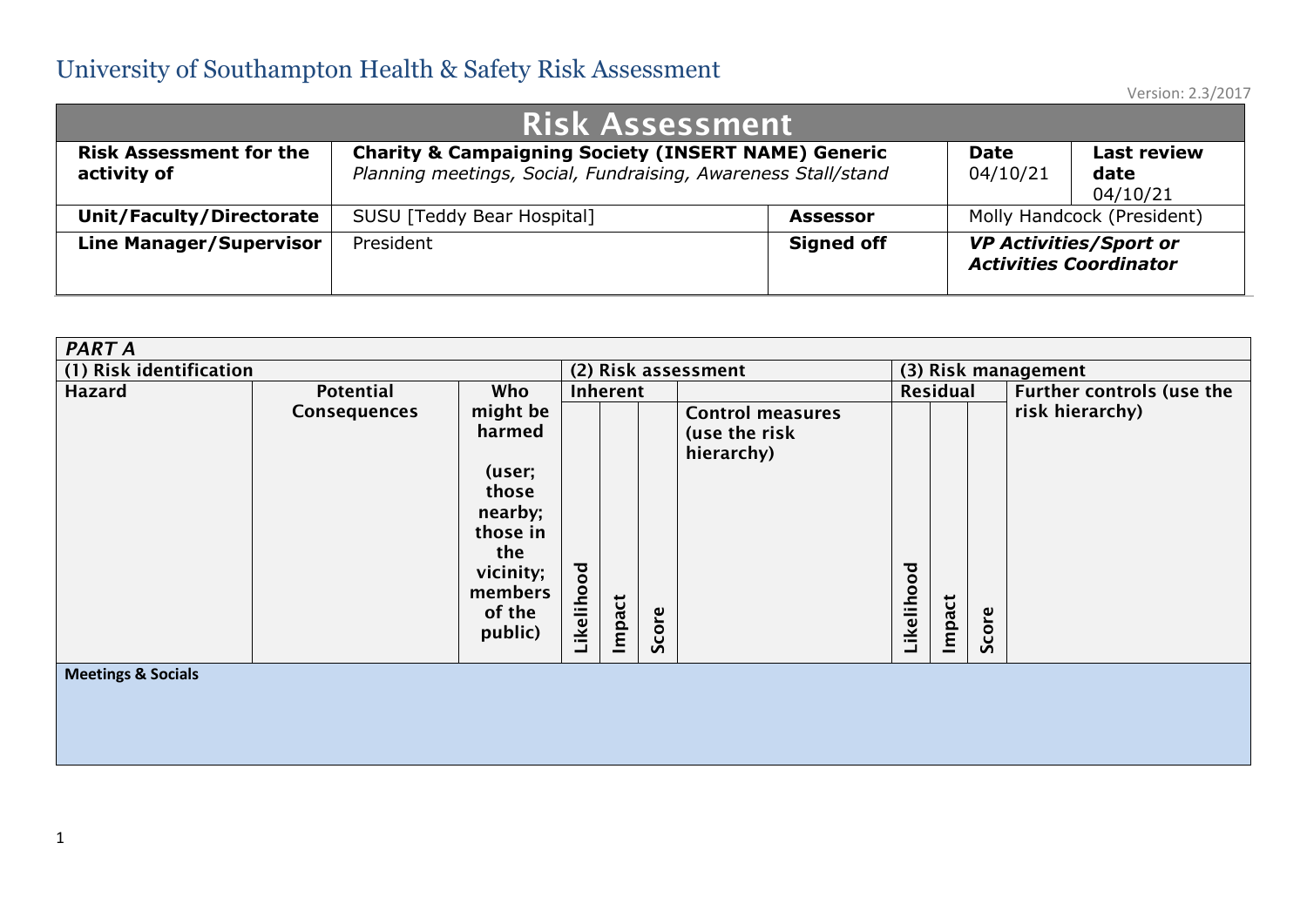# University of Southampton Health & Safety Risk Assessment

Version: 2.3/2017

| Risk Assessment | | | | | |
|---|---|---|---|---|---|
| **Risk Assessment for the activity of** | **Charity & Campaigning Society (INSERT NAME) Generic** *Planning meetings, Social, Fundraising, Awareness Stall/stand* | | | **Date** 04/10/21 | **Last review date** 04/10/21 |
| **Unit/Faculty/Directorate** | SUSU [Teddy Bear Hospital] | **Assessor** | Molly Handcock (President) | | |
| **Line Manager/Supervisor** | President | **Signed off** | ***VP Activities/Sport or Activities Coordinator*** | | |

| ***PART A*** | | | | | | | | | | | |
|---|---|---|---|---|---|---|---|---|---|---|---|
| **(1) Risk identification** | | | **(2) Risk assessment** | | | | **(3) Risk management** | | | | |
| **Hazard** | **Potential Consequences** | **Who might be harmed (user; those nearby; those in the vicinity; members of the public)** | **Inherent** | | | **Control measures (use the risk hierarchy)** | **Residual** | | | **Further controls (use the risk hierarchy)** |
| | | | **Likelihood** | **Impact** | **Score** | | **Likelihood** | **Impact** | **Score** | |
| **Meetings & Socials** | | | | | | | | | | |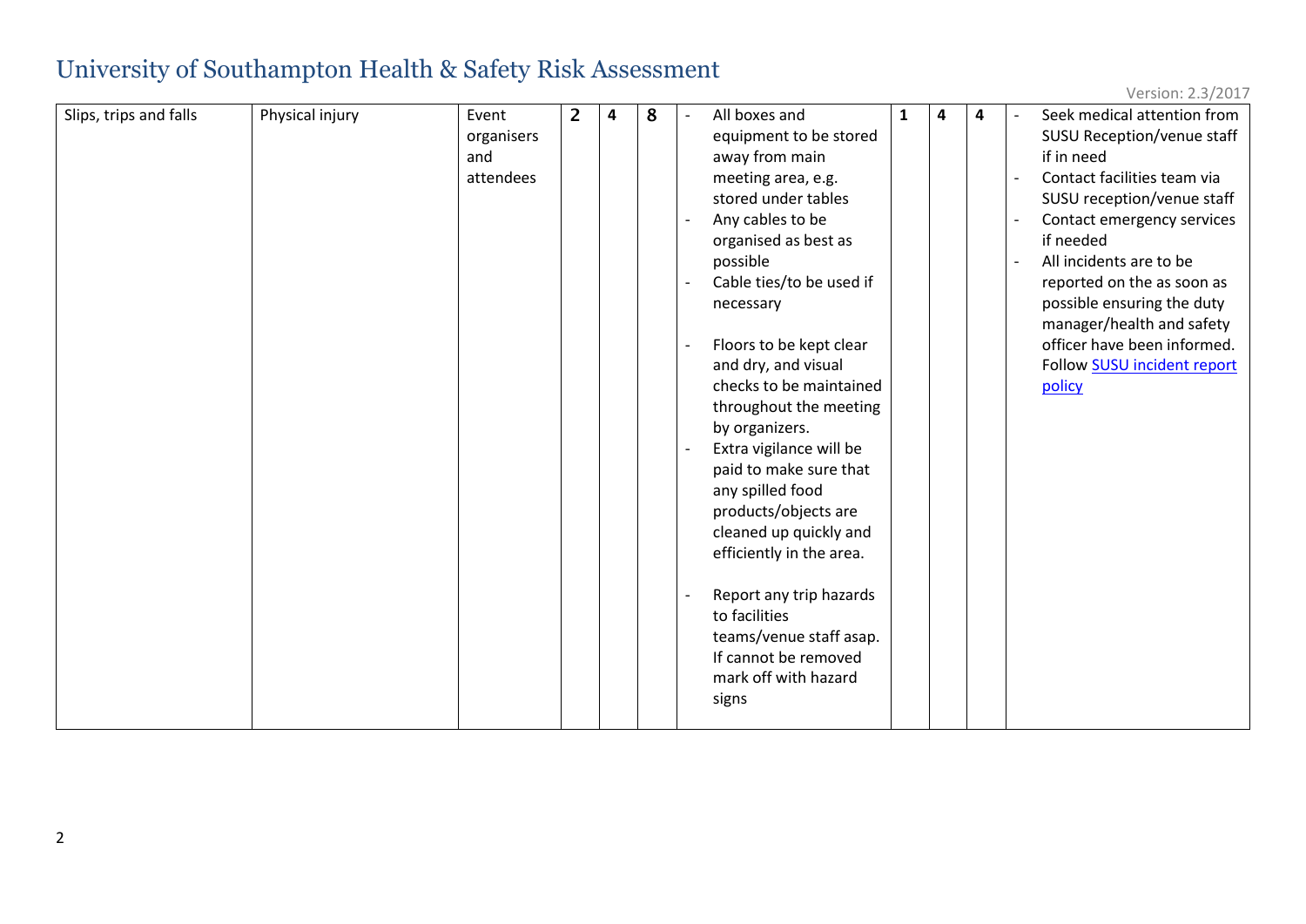# University of Southampton Health & Safety Risk Assessment

Version: 2.3/2017

| | | | | | | | | | | |
|---|---|---|---|---|---|---|---|---|---|---|
| Slips, trips and falls | Physical injury | Event organisers and attendees | **2** | **4** | **8** | - All boxes and equipment to be stored away from main meeting area, e.g. stored under tables<br>- Any cables to be organised as best as possible<br>- Cable ties/to be used if necessary<br><br>- Floors to be kept clear and dry, and visual checks to be maintained throughout the meeting by organizers.<br>- Extra vigilance will be paid to make sure that any spilled food products/objects are cleaned up quickly and efficiently in the area.<br><br>- Report any trip hazards to facilities teams/venue staff asap. If cannot be removed mark off with hazard signs | **1** | **4** | **4** | - Seek medical attention from SUSU Reception/venue staff if in need<br>- Contact facilities team via SUSU reception/venue staff<br>- Contact emergency services if needed<br>- All incidents are to be reported on the as soon as possible ensuring the duty manager/health and safety officer have been informed. Follow SUSU incident report policy |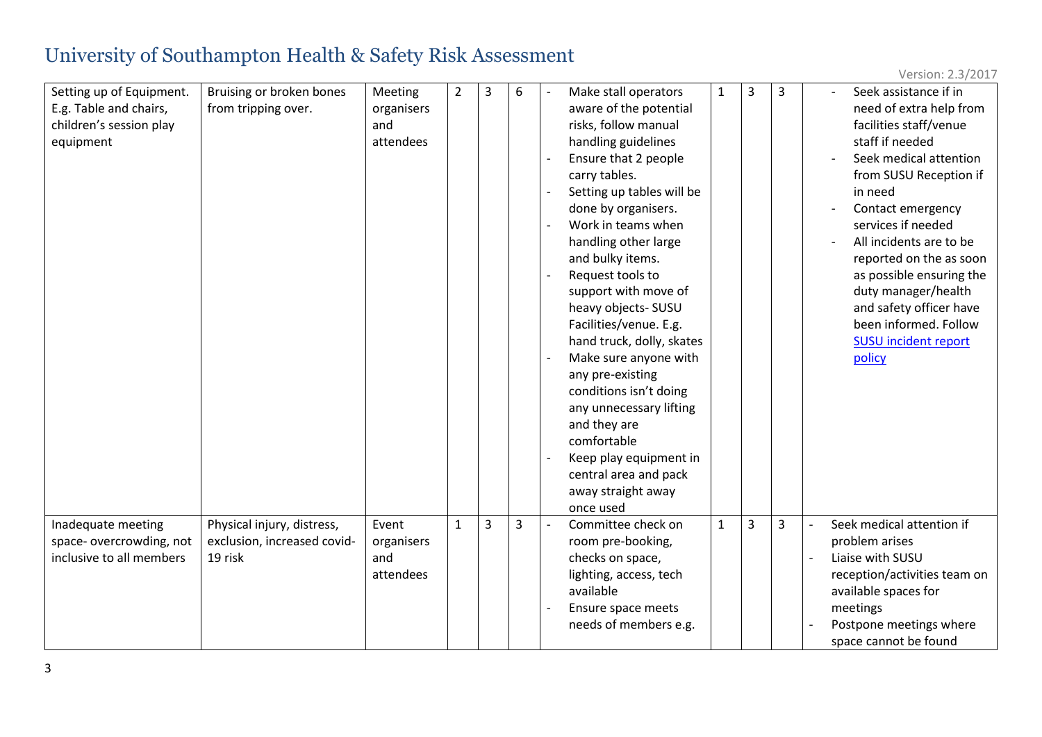# University of Southampton Health & Safety Risk Assessment

Version: 2.3/2017

| | | | | | | | | | | |
|---|---|---|---|---|---|---|---|---|---|---|
| Setting up of Equipment. E.g. Table and chairs, children's session play equipment | Bruising or broken bones from tripping over. | Meeting organisers and attendees | 2 | 3 | 6 | - Make stall operators aware of the potential risks, follow manual handling guidelines<br>- Ensure that 2 people carry tables.<br>- Setting up tables will be done by organisers.<br>- Work in teams when handling other large and bulky items.<br>- Request tools to support with move of heavy objects- SUSU Facilities/venue. E.g. hand truck, dolly, skates<br>- Make sure anyone with any pre-existing conditions isn't doing any unnecessary lifting and they are comfortable<br>- Keep play equipment in central area and pack away straight away once used | 1 | 3 | 3 | - Seek assistance if in need of extra help from facilities staff/venue staff if needed<br>- Seek medical attention from SUSU Reception if in need<br>- Contact emergency services if needed<br>- All incidents are to be reported on the as soon as possible ensuring the duty manager/health and safety officer have been informed. Follow SUSU incident report policy |
| Inadequate meeting space- overcrowding, not inclusive to all members | Physical injury, distress, exclusion, increased covid-19 risk | Event organisers and attendees | 1 | 3 | 3 | - Committee check on room pre-booking, checks on space, lighting, access, tech available<br>- Ensure space meets needs of members e.g. | 1 | 3 | 3 | - Seek medical attention if problem arises<br>- Liaise with SUSU reception/activities team on available spaces for meetings<br>- Postpone meetings where space cannot be found |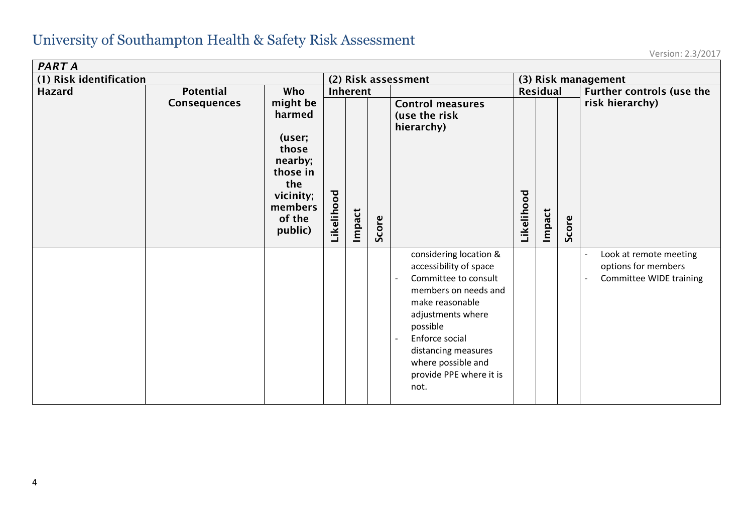# University of Southampton Health & Safety Risk Assessment

Version: 2.3/2017

| *PART A* | | | | | | | | | | | |
|---|---|---|---|---|---|---|---|---|---|---|---|
| **(1) Risk identification** | | | **(2) Risk assessment** | | | | **(3) Risk management** | | | | |
| **Hazard** | **Potential Consequences** | **Who might be harmed (user; those nearby; those in the vicinity; members of the public)** | **Inherent** | | | **Control measures (use the risk hierarchy)** | **Residual** | | | **Further controls (use the risk hierarchy)** | |
| | | | **Likelihood** | **Impact** | **Score** | | **Likelihood** | **Impact** | **Score** | | |
| | | | | | | considering location & accessibility of space<br>- Committee to consult members on needs and make reasonable adjustments where possible<br>- Enforce social distancing measures where possible and provide PPE where it is not. | | | | - Look at remote meeting options for members<br>- Committee WIDE training | |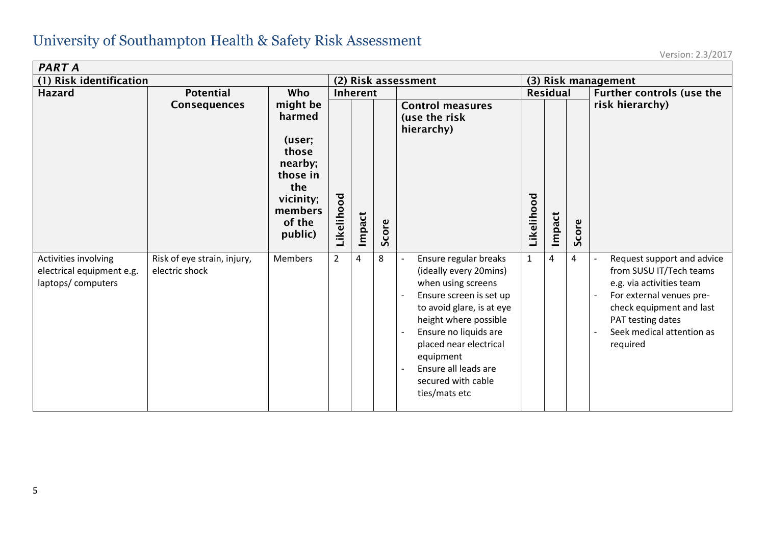# University of Southampton Health & Safety Risk Assessment

Version: 2.3/2017

| *PART A* | | | | | | | | | | | |
|---|---|---|---|---|---|---|---|---|---|---|---|
| **(1) Risk identification** | | | **(2) Risk assessment** | | | | **(3) Risk management** | | | | |
| **Hazard** | **Potential Consequences** | **Who might be harmed (user; those nearby; those in the vicinity; members of the public)** | **Inherent** | | | **Control measures (use the risk hierarchy)** | **Residual** | | | **Further controls (use the risk hierarchy)** | |
| | | | **Likelihood** | **Impact** | **Score** | | **Likelihood** | **Impact** | **Score** | | |
| Activities involving electrical equipment e.g. laptops/ computers | Risk of eye strain, injury, electric shock | Members | 2 | 4 | 8 | - Ensure regular breaks (ideally every 20mins) when using screens<br>- Ensure screen is set up to avoid glare, is at eye height where possible<br>- Ensure no liquids are placed near electrical equipment<br>- Ensure all leads are secured with cable ties/mats etc | 1 | 4 | 4 | - Request support and advice from SUSU IT/Tech teams e.g. via activities team<br>- For external venues pre-check equipment and last PAT testing dates<br>- Seek medical attention as required | |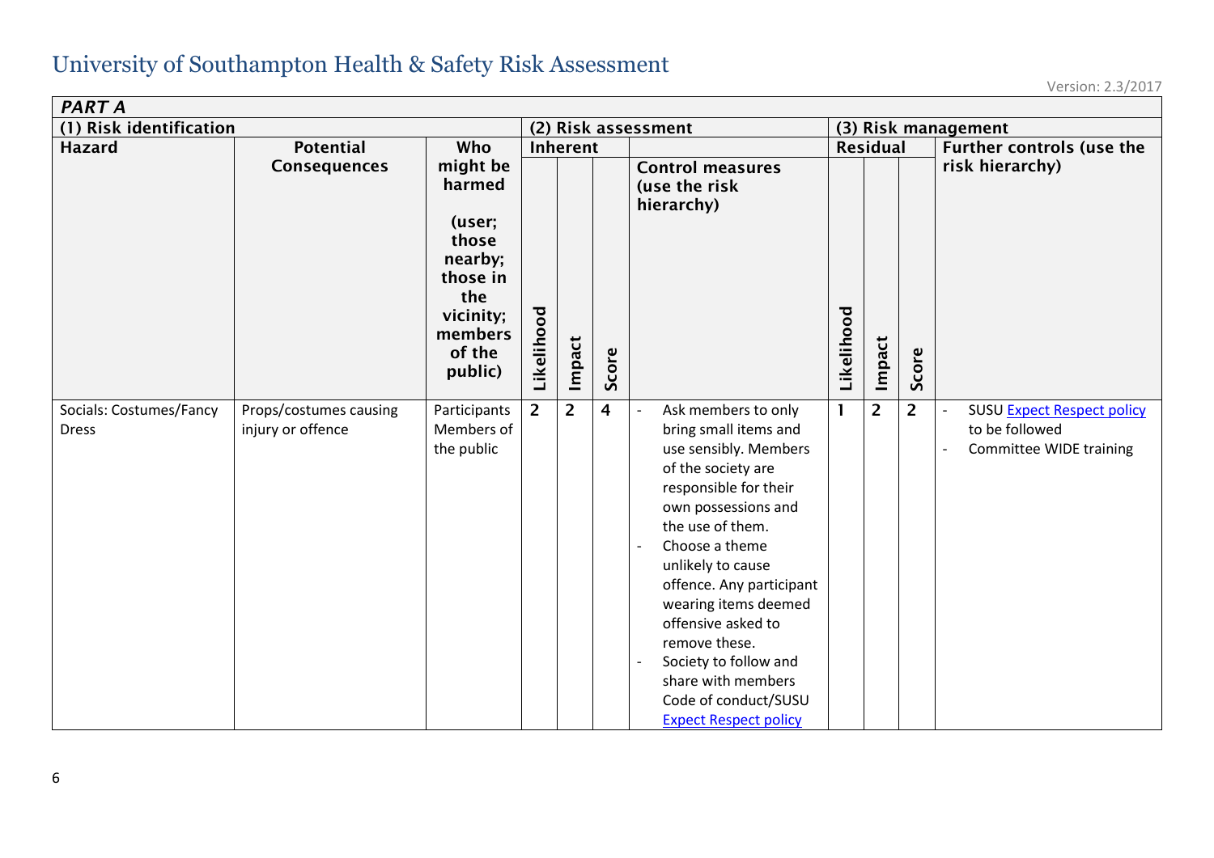# University of Southampton Health & Safety Risk Assessment

Version: 2.3/2017

| *PART A* | | | | | | | | | | |
|---|---|---|---|---|---|---|---|---|---|---|
| **(1) Risk identification** | | | **(2) Risk assessment** | | | | **(3) Risk management** | | | |
| **Hazard** | **Potential Consequences** | **Who might be harmed (user; those nearby; those in the vicinity; members of the public)** | **Inherent** | | | **Control measures (use the risk hierarchy)** | **Residual** | | | **Further controls (use the risk hierarchy)** |
| | | | **Likelihood** | **Impact** | **Score** | | **Likelihood** | **Impact** | **Score** | |
| Socials: Costumes/Fancy Dress | Props/costumes causing injury or offence | Participants Members of the public | 2 | 2 | 4 | - Ask members to only bring small items and use sensibly. Members of the society are responsible for their own possessions and the use of them.<br>- Choose a theme unlikely to cause offence. Any participant wearing items deemed offensive asked to remove these.<br>- Society to follow and share with members Code of conduct/SUSU Expect Respect policy | 1 | 2 | 2 | - SUSU Expect Respect policy to be followed<br>- Committee WIDE training |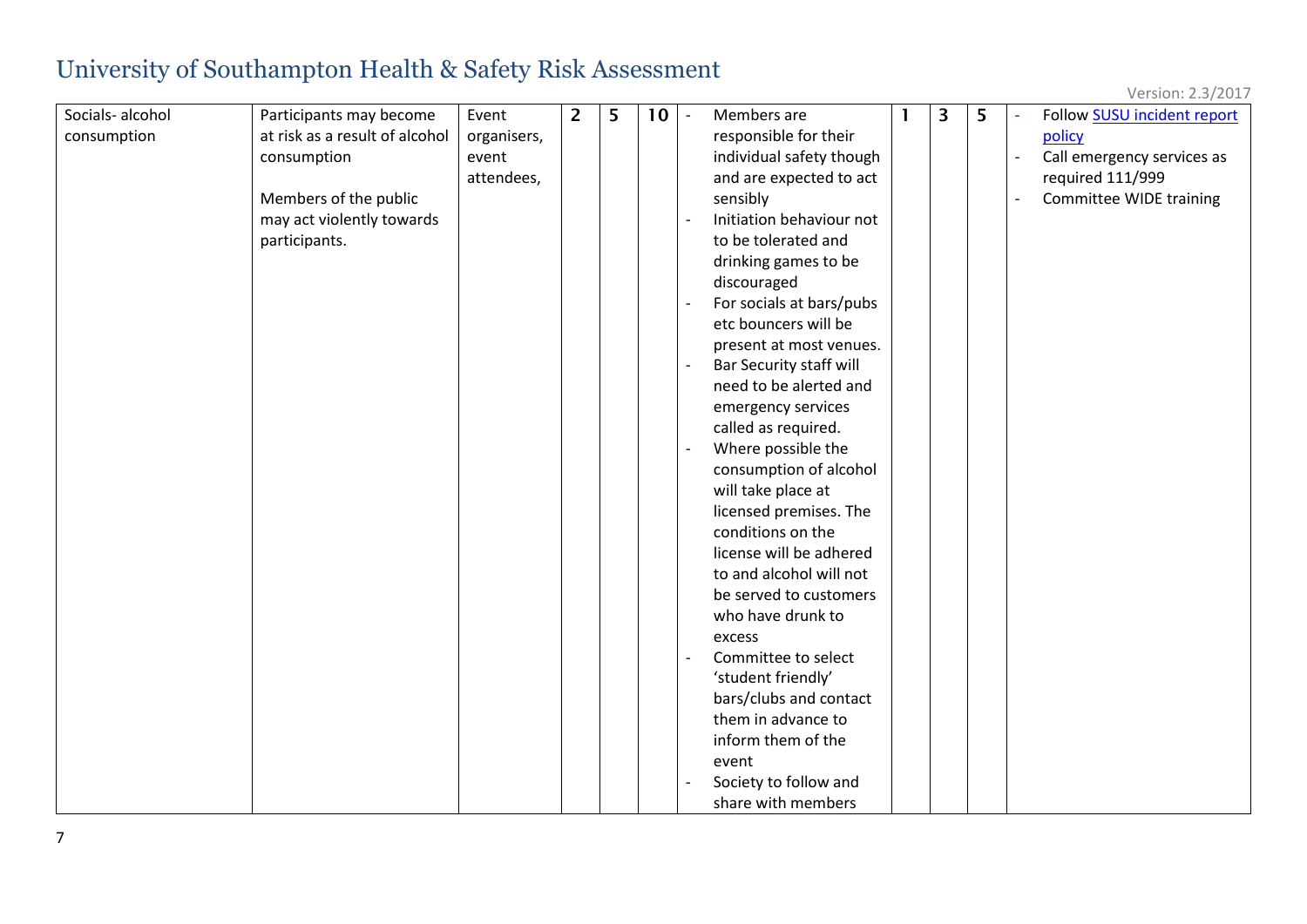| Socials- alcohol consumption | Participants may become at risk as a result of alcohol consumption<br><br>Members of the public may act violently towards participants. | Event organisers, event attendees, | 2 | 5 | 10 | - Members are responsible for their individual safety though and are expected to act sensibly<br>- Initiation behaviour not to be tolerated and drinking games to be discouraged<br>- For socials at bars/pubs etc bouncers will be present at most venues.<br>- Bar Security staff will need to be alerted and emergency services called as required.<br>- Where possible the consumption of alcohol will take place at licensed premises. The conditions on the license will be adhered to and alcohol will not be served to customers who have drunk to excess<br>- Committee to select 'student friendly' bars/clubs and contact them in advance to inform them of the event<br>- Society to follow and share with members | 1 | 3 | 5 | - Follow SUSU incident report policy<br>- Call emergency services as required 111/999<br>- Committee WIDE training |
|---|---|---|---|---|---|---|---|---|---|---|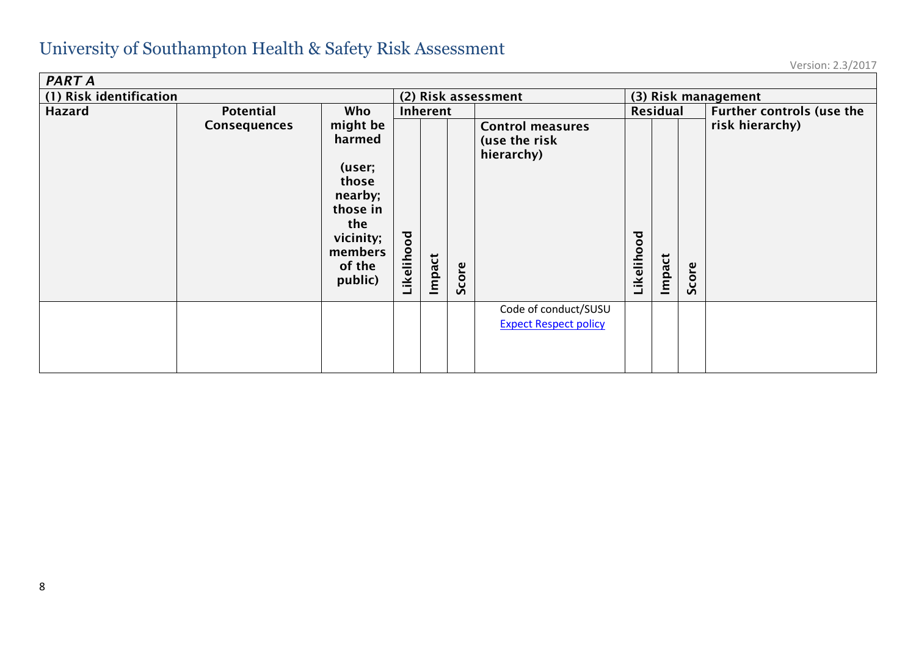# University of Southampton Health & Safety Risk Assessment

Version: 2.3/2017

| *PART A* | | | | | | | | | | |
|---|---|---|---|---|---|---|---|---|---|---|
| **(1) Risk identification** | | | **(2) Risk assessment** | | | | **(3) Risk management** | | | |
| **Hazard** | **Potential Consequences** | **Who might be harmed (user; those nearby; those in the vicinity; members of the public)** | **Inherent** | | | **Control measures (use the risk hierarchy)** | **Residual** | | | **Further controls (use the risk hierarchy)** |
| | | | **Likelihood** | **Impact** | **Score** | | **Likelihood** | **Impact** | **Score** | |
| | | | | | | Code of conduct/SUSU [Expect Respect policy] | | | | |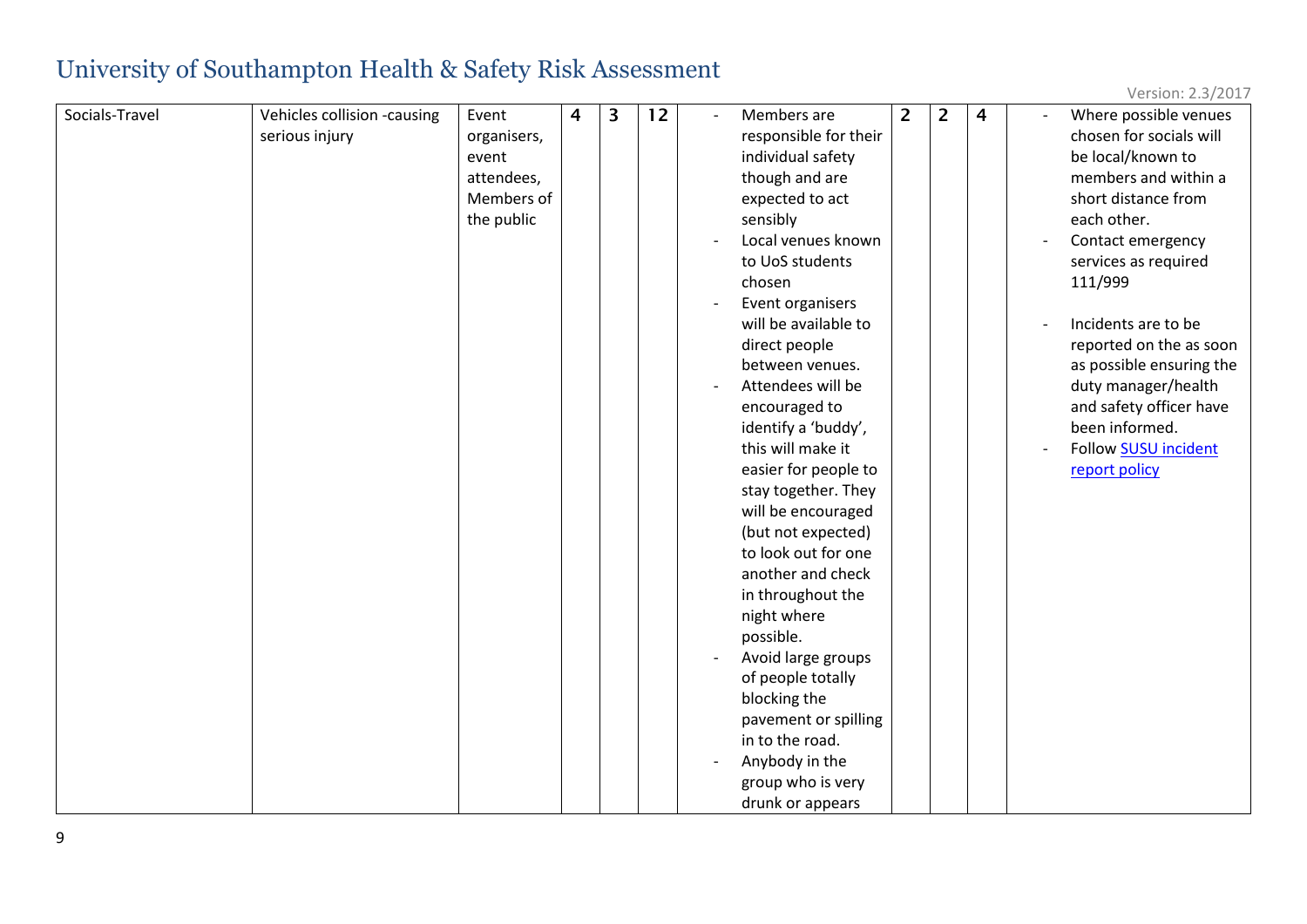# University of Southampton Health & Safety Risk Assessment

| | | | | | | | | | | |
|---|---|---|---|---|---|---|---|---|---|---|
| Socials-Travel | Vehicles collision -causing serious injury | Event organisers, event attendees, Members of the public | 4 | 3 | 12 | - Members are responsible for their individual safety though and are expected to act sensibly<br>- Local venues known to UoS students chosen<br>- Event organisers will be available to direct people between venues.<br>- Attendees will be encouraged to identify a 'buddy', this will make it easier for people to stay together. They will be encouraged (but not expected) to look out for one another and check in throughout the night where possible.<br>- Avoid large groups of people totally blocking the pavement or spilling in to the road.<br>- Anybody in the group who is very drunk or appears | 2 | 2 | 4 | - Where possible venues chosen for socials will be local/known to members and within a short distance from each other.<br>- Contact emergency services as required 111/999<br><br>- Incidents are to be reported on the as soon as possible ensuring the duty manager/health and safety officer have been informed.<br>- Follow SUSU incident report policy |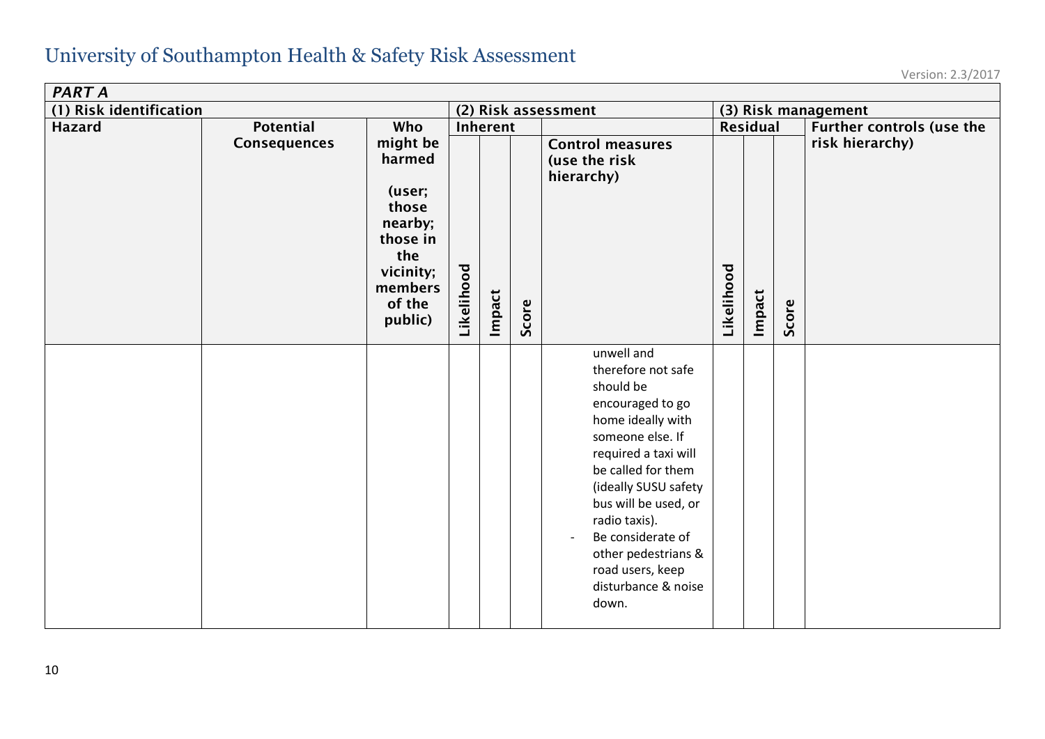# University of Southampton Health & Safety Risk Assessment

Version: 2.3/2017

| *PART A* | | | | | | | | | | |
|---|---|---|---|---|---|---|---|---|---|---|
| **(1) Risk identification** | | | **(2) Risk assessment** | | | | **(3) Risk management** | | | |
| **Hazard** | **Potential Consequences** | **Who might be harmed (user; those nearby; those in the vicinity; members of the public)** | **Inherent** | | | **Control measures (use the risk hierarchy)** | **Residual** | | | **Further controls (use the risk hierarchy)** |
| | | | **Likelihood** | **Impact** | **Score** | | **Likelihood** | **Impact** | **Score** | |
| | | | | | | unwell and therefore not safe should be encouraged to go home ideally with someone else. If required a taxi will be called for them (ideally SUSU safety bus will be used, or radio taxis).<br>- Be considerate of other pedestrians & road users, keep disturbance & noise down. | | | | |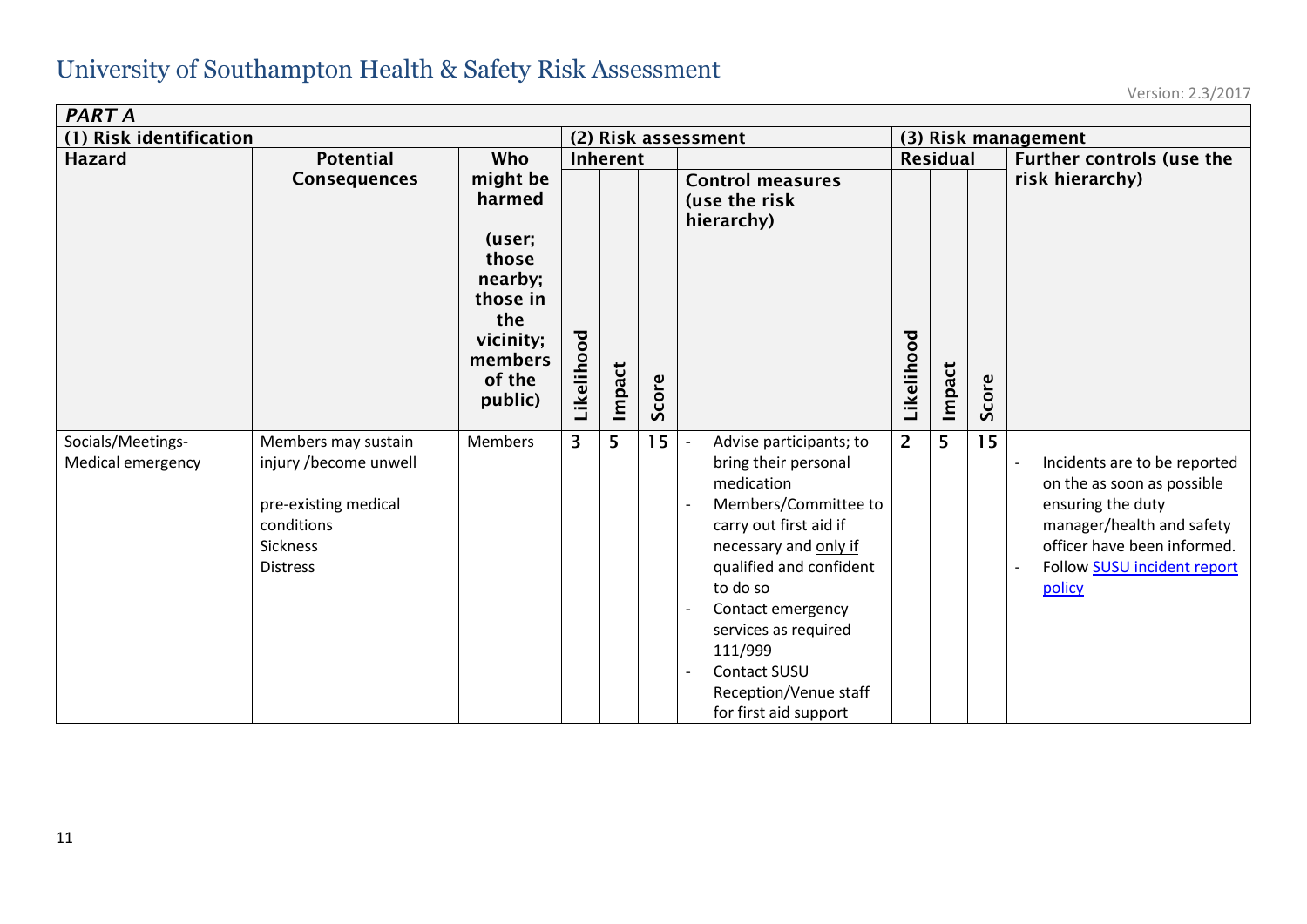# University of Southampton Health & Safety Risk Assessment

Version: 2.3/2017

| *PART A* | | | | | | | | | | |
|---|---|---|---|---|---|---|---|---|---|---|
| **(1) Risk identification** | | | **(2) Risk assessment** | | | | **(3) Risk management** | | | |
| **Hazard** | **Potential Consequences** | **Who might be harmed (user; those nearby; those in the vicinity; members of the public)** | **Inherent** | | | **Control measures (use the risk hierarchy)** | **Residual** | | | **Further controls (use the risk hierarchy)** |
| | | | **Likelihood** | **Impact** | **Score** | | **Likelihood** | **Impact** | **Score** | |
| Socials/Meetings-Medical emergency | Members may sustain injury /become unwell<br><br>pre-existing medical conditions<br>Sickness<br>Distress | Members | **3** | **5** | **15** | - Advise participants; to bring their personal medication<br>- Members/Committee to carry out first aid if necessary and only if qualified and confident to do so<br>- Contact emergency services as required 111/999<br>- Contact SUSU Reception/Venue staff for first aid support | **2** | **5** | **15** | - Incidents are to be reported on the as soon as possible ensuring the duty manager/health and safety officer have been informed.<br>- Follow SUSU incident report policy |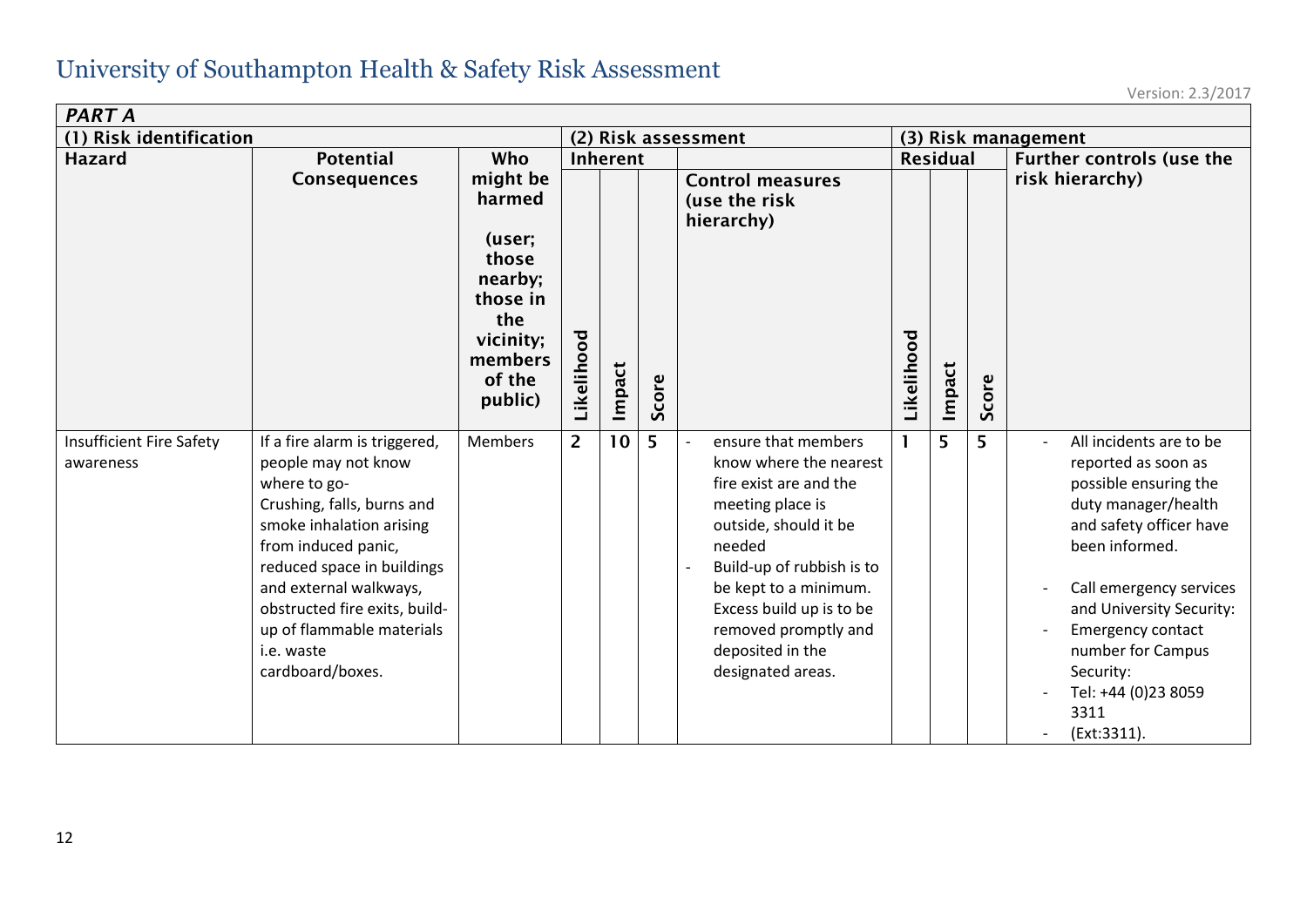# University of Southampton Health & Safety Risk Assessment

Version: 2.3/2017

| PART A | | | | | | | | | | |
|---|---|---|---|---|---|---|---|---|---|---|
| (1) Risk identification | | | (2) Risk assessment | | | | (3) Risk management | | | |
| Hazard | Potential Consequences | Who might be harmed (user; those nearby; those in the vicinity; members of the public) | Inherent | | | Control measures (use the risk hierarchy) | Residual | | | Further controls (use the risk hierarchy) |
| | | | Likelihood | Impact | Score | | Likelihood | Impact | Score | |
| Insufficient Fire Safety awareness | If a fire alarm is triggered, people may not know where to go- Crushing, falls, burns and smoke inhalation arising from induced panic, reduced space in buildings and external walkways, obstructed fire exits, build-up of flammable materials i.e. waste cardboard/boxes. | Members | 2 | 10 | 5 | - ensure that members know where the nearest fire exist are and the meeting place is outside, should it be needed<br>- Build-up of rubbish is to be kept to a minimum. Excess build up is to be removed promptly and deposited in the designated areas. | 1 | 5 | 5 | - All incidents are to be reported as soon as possible ensuring the duty manager/health and safety officer have been informed.<br>- Call emergency services and University Security:<br>- Emergency contact number for Campus Security:<br>- Tel: +44 (0)23 8059 3311<br>- (Ext:3311). |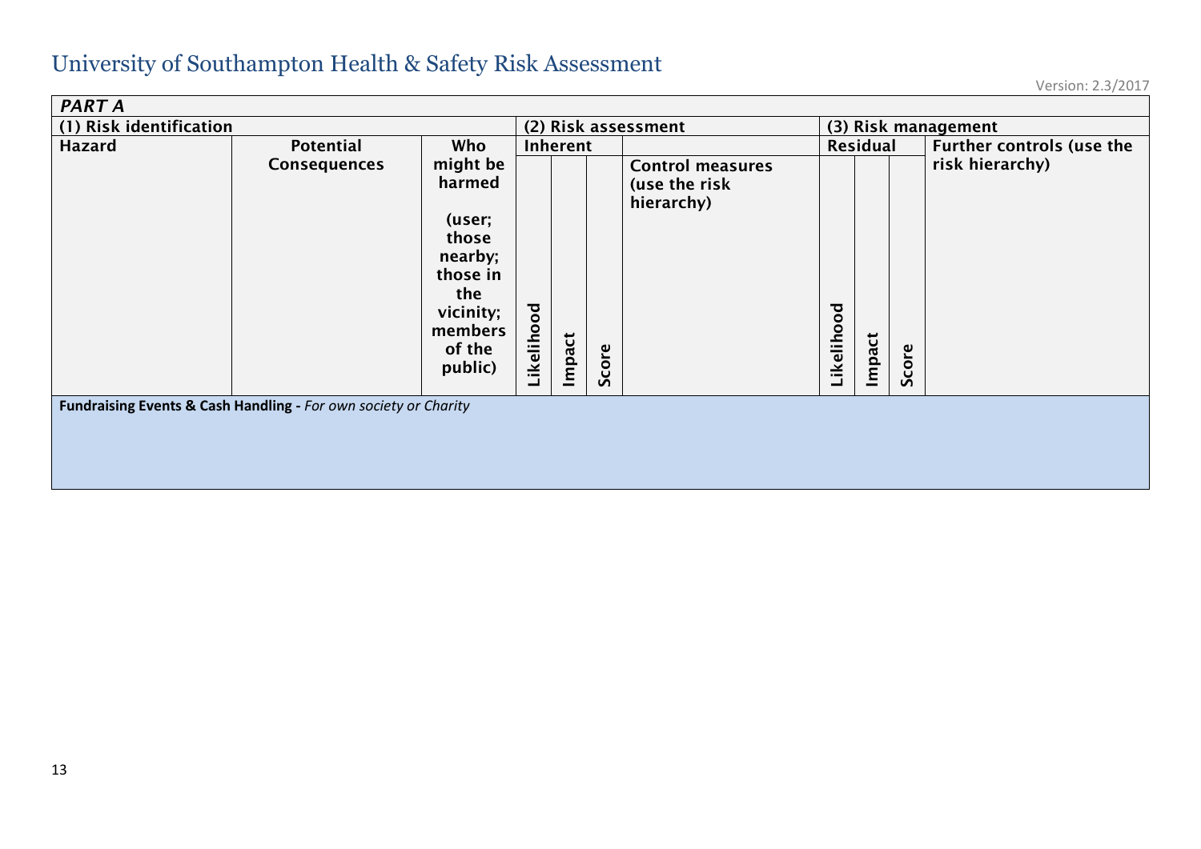# University of Southampton Health & Safety Risk Assessment

Version: 2.3/2017

| *PART A* | | | | | | | | | | | |
|---|---|---|---|---|---|---|---|---|---|---|---|
| **(1) Risk identification** | | | **(2) Risk assessment** | | | | **(3) Risk management** | | | | |
| **Hazard** | **Potential Consequences** | **Who might be harmed (user; those nearby; those in the vicinity; members of the public)** | **Inherent** | | | **Control measures (use the risk hierarchy)** | **Residual** | | | **Further controls (use the risk hierarchy)** | |
| | | | **Likelihood** | **Impact** | **Score** | | **Likelihood** | **Impact** | **Score** | | |
| **Fundraising Events & Cash Handling -** *For own society or Charity* | | | | | | | | | | | |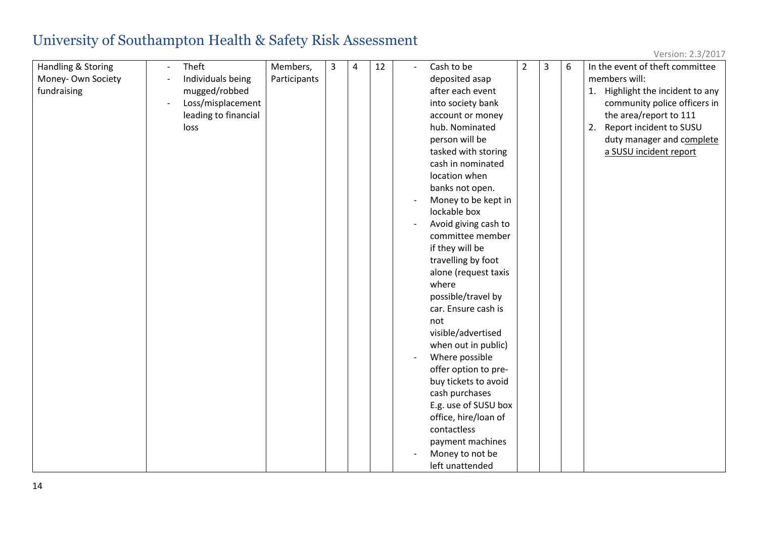# University of Southampton Health & Safety Risk Assessment

Version: 2.3/2017

| | | | | | | | | | | |
|---|---|---|---|---|---|---|---|---|---|---|
| Handling & Storing Money- Own Society fundraising | - Theft<br>- Individuals being mugged/robbed<br>- Loss/misplacement leading to financial loss | Members, Participants | 3 | 4 | 12 | - Cash to be deposited asap after each event into society bank account or money hub. Nominated person will be tasked with storing cash in nominated location when banks not open.<br>- Money to be kept in lockable box<br>- Avoid giving cash to committee member if they will be travelling by foot alone (request taxis where possible/travel by car. Ensure cash is not visible/advertised when out in public)<br>- Where possible offer option to pre-buy tickets to avoid cash purchases E.g. use of SUSU box office, hire/loan of contactless payment machines<br>- Money to not be left unattended | 2 | 3 | 6 | In the event of theft committee members will:<br>1. Highlight the incident to any community police officers in the area/report to 111<br>2. Report incident to SUSU duty manager and complete a SUSU incident report |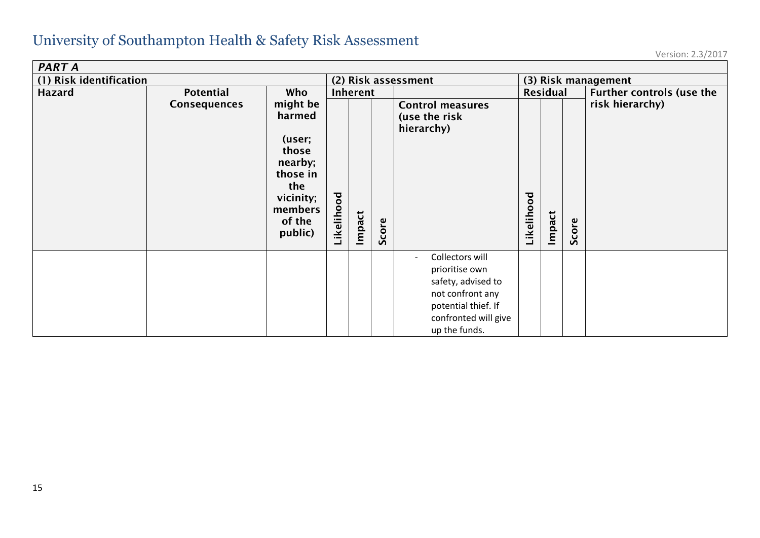# University of Southampton Health & Safety Risk Assessment

Version: 2.3/2017

| *PART A* | | | | | | | | | | |
|---|---|---|---|---|---|---|---|---|---|---|
| **(1) Risk identification** | | | **(2) Risk assessment** | | | | **(3) Risk management** | | | |
| **Hazard** | **Potential Consequences** | **Who might be harmed (user; those nearby; those in the vicinity; members of the public)** | **Inherent** | | | **Control measures (use the risk hierarchy)** | **Residual** | | | **Further controls (use the risk hierarchy)** |
| | | | **Likelihood** | **Impact** | **Score** | | **Likelihood** | **Impact** | **Score** | |
| | | | | | | - Collectors will prioritise own safety, advised to not confront any potential thief. If confronted will give up the funds. | | | | |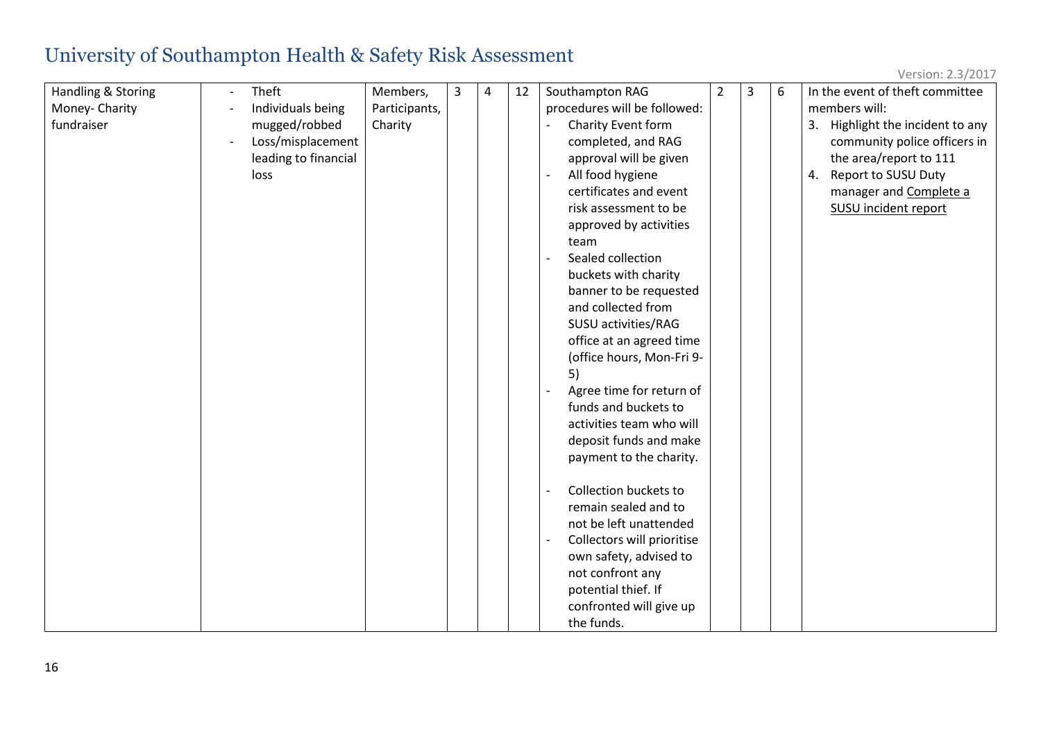# University of Southampton Health & Safety Risk Assessment

Version: 2.3/2017

| | | | | | | | | | | |
|---|---|---|---|---|---|---|---|---|---|---|
| Handling & Storing Money- Charity fundraiser | - Theft<br>- Individuals being mugged/robbed<br>- Loss/misplacement leading to financial loss | Members, Participants, Charity | 3 | 4 | 12 | Southampton RAG procedures will be followed:<br>- Charity Event form completed, and RAG approval will be given<br>- All food hygiene certificates and event risk assessment to be approved by activities team<br>- Sealed collection buckets with charity banner to be requested and collected from SUSU activities/RAG office at an agreed time (office hours, Mon-Fri 9-5)<br>- Agree time for return of funds and buckets to activities team who will deposit funds and make payment to the charity.<br><br>- Collection buckets to remain sealed and to not be left unattended<br>- Collectors will prioritise own safety, advised to not confront any potential thief. If confronted will give up the funds. | 2 | 3 | 6 | In the event of theft committee members will:<br>3. Highlight the incident to any community police officers in the area/report to 111<br>4. Report to SUSU Duty manager and Complete a SUSU incident report |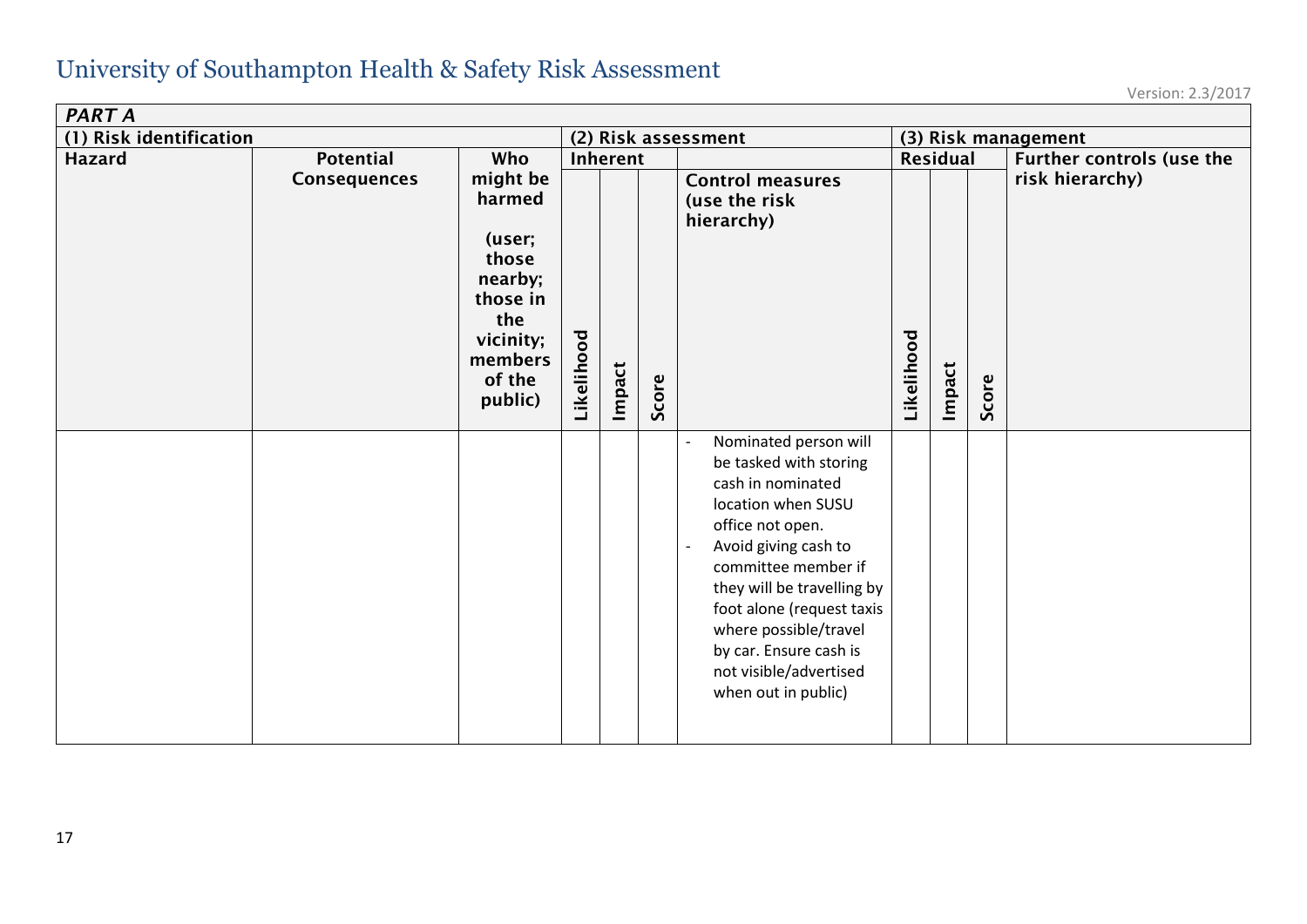# University of Southampton Health & Safety Risk Assessment

Version: 2.3/2017

| *PART A* | | | | | | | | | | |
|---|---|---|---|---|---|---|---|---|---|---|
| **(1) Risk identification** | | | **(2) Risk assessment** | | | | **(3) Risk management** | | | |
| **Hazard** | **Potential Consequences** | **Who might be harmed (user; those nearby; those in the vicinity; members of the public)** | **Inherent** | | | **Control measures (use the risk hierarchy)** | **Residual** | | | **Further controls (use the risk hierarchy)** |
| | | | **Likelihood** | **Impact** | **Score** | | **Likelihood** | **Impact** | **Score** | |
| | | | | | | - Nominated person will be tasked with storing cash in nominated location when SUSU office not open.<br>- Avoid giving cash to committee member if they will be travelling by foot alone (request taxis where possible/travel by car. Ensure cash is not visible/advertised when out in public) | | | | |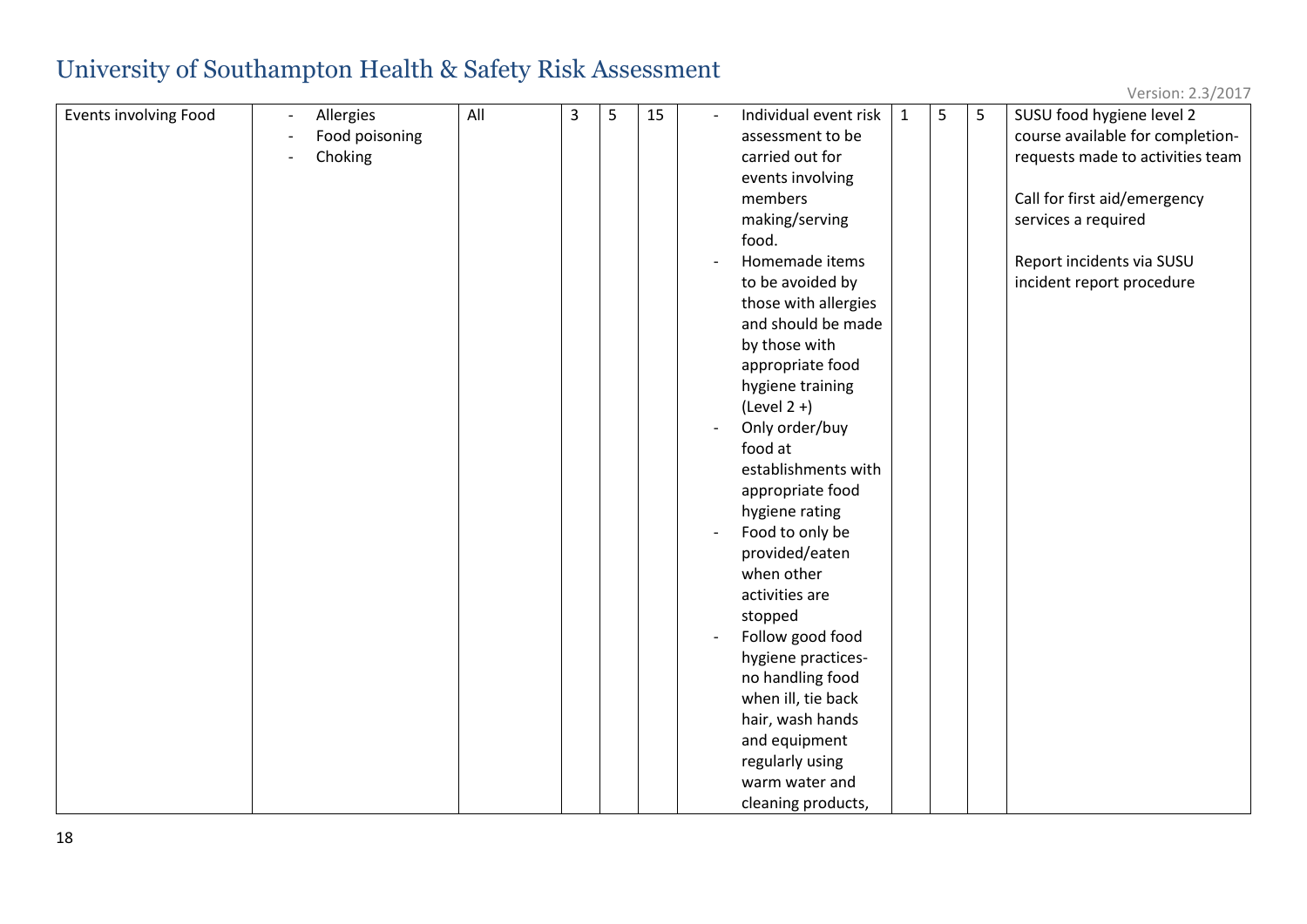# University of Southampton Health & Safety Risk Assessment

Version: 2.3/2017

| | | | | | | | | | | |
|---|---|---|---|---|---|---|---|---|---|---|
| Events involving Food | - Allergies<br>- Food poisoning<br>- Choking | All | 3 | 5 | 15 | - Individual event risk assessment to be carried out for events involving members making/serving food.<br>- Homemade items to be avoided by those with allergies and should be made by those with appropriate food hygiene training (Level 2 +)<br>- Only order/buy food at establishments with appropriate food hygiene rating<br>- Food to only be provided/eaten when other activities are stopped<br>- Follow good food hygiene practices- no handling food when ill, tie back hair, wash hands and equipment regularly using warm water and cleaning products, | 1 | 5 | 5 | SUSU food hygiene level 2 course available for completion- requests made to activities team<br><br>Call for first aid/emergency services a required<br><br>Report incidents via SUSU incident report procedure |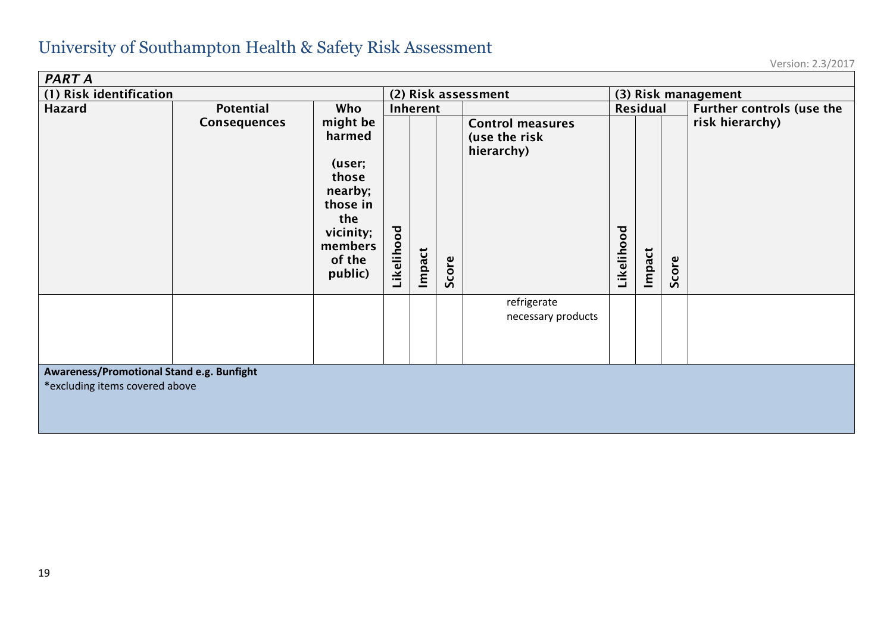# University of Southampton Health & Safety Risk Assessment

Version: 2.3/2017

| *PART A* | | | | | | | | | | |
|---|---|---|---|---|---|---|---|---|---|---|
| **(1) Risk identification** | | | **(2) Risk assessment** | | | | **(3) Risk management** | | | |
| **Hazard** | **Potential Consequences** | **Who might be harmed (user; those nearby; those in the vicinity; members of the public)** | **Inherent** | | | | **Residual** | | | **Further controls (use the risk hierarchy)** |
| | | | **Likelihood** | **Impact** | **Score** | **Control measures (use the risk hierarchy)** | **Likelihood** | **Impact** | **Score** | |
| | | | | | | refrigerate necessary products | | | | |
| **Awareness/Promotional Stand e.g. Bunfight**<br>*excluding items covered above | | | | | | | | | | |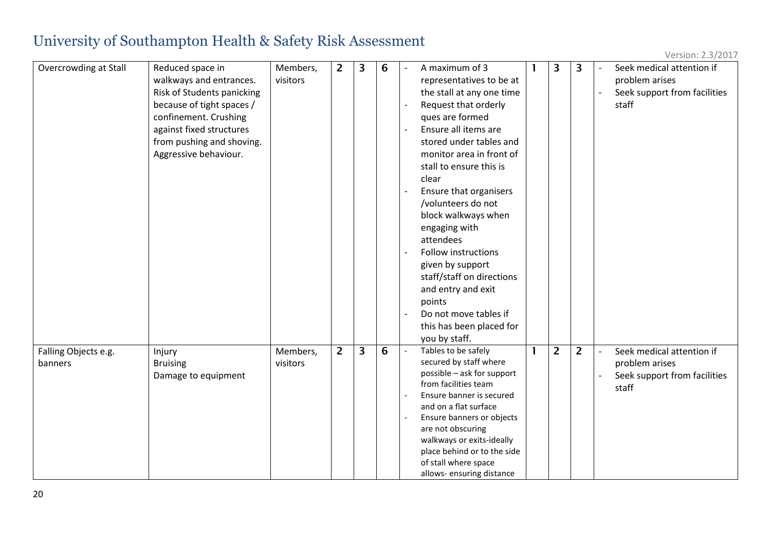# University of Southampton Health & Safety Risk Assessment

Version: 2.3/2017

| Overcrowding at Stall | Reduced space in walkways and entrances. Risk of Students panicking because of tight spaces / confinement. Crushing against fixed structures from pushing and shoving. Aggressive behaviour. | Members, visitors | 2 | 3 | 6 | - A maximum of 3 representatives to be at the stall at any one time<br>- Request that orderly ques are formed<br>- Ensure all items are stored under tables and monitor area in front of stall to ensure this is clear<br>- Ensure that organisers /volunteers do not block walkways when engaging with attendees<br>- Follow instructions given by support staff/staff on directions and entry and exit points<br>- Do not move tables if this has been placed for you by staff. | 1 | 3 | 3 | - Seek medical attention if problem arises<br>- Seek support from facilities staff |
|---|---|---|---|---|---|---|---|---|---|---|
| Falling Objects e.g. banners | Injury<br>Bruising<br>Damage to equipment | Members, visitors | 2 | 3 | 6 | - Tables to be safely secured by staff where possible – ask for support from facilities team<br>- Ensure banner is secured and on a flat surface<br>- Ensure banners or objects are not obscuring walkways or exits-ideally place behind or to the side of stall where space allows- ensuring distance | 1 | 2 | 2 | - Seek medical attention if problem arises<br>- Seek support from facilities staff |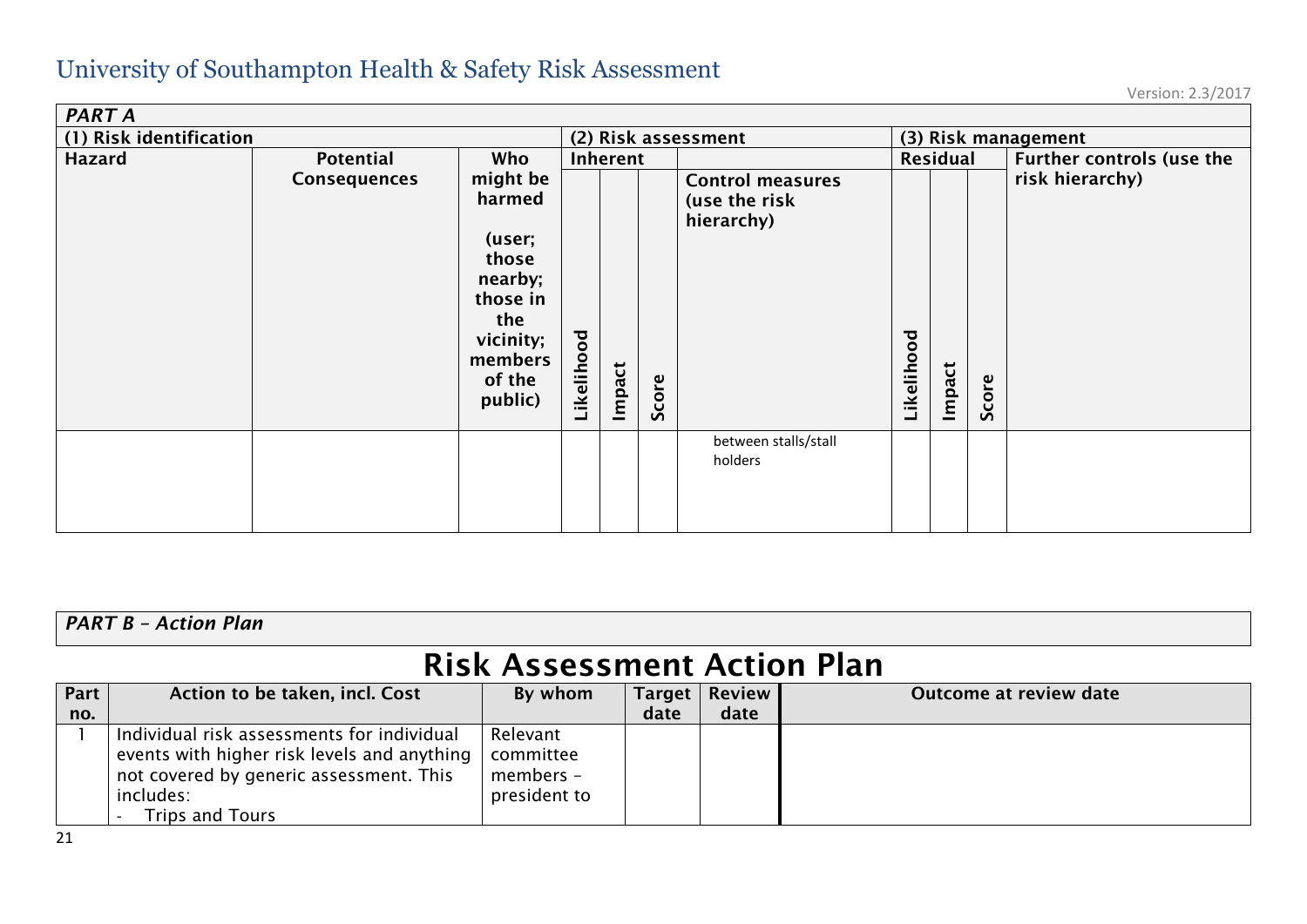# University of Southampton Health & Safety Risk Assessment

Version: 2.3/2017

| *PART A* | | | | | | | | | | |
|---|---|---|---|---|---|---|---|---|---|---|
| **(1) Risk identification** | | | **(2) Risk assessment** | | | | **(3) Risk management** | | | |
| **Hazard** | **Potential Consequences** | **Who might be harmed (user; those nearby; those in the vicinity; members of the public)** | **Inherent** | | | **Control measures (use the risk hierarchy)** | **Residual** | | | **Further controls (use the risk hierarchy)** |
| | | | **Likelihood** | **Impact** | **Score** | | **Likelihood** | **Impact** | **Score** | |
| | | | | | | between stalls/stall holders | | | | |

*PART B – Action Plan*

## Risk Assessment Action Plan

| Part no. | Action to be taken, incl. Cost | By whom | Target date | Review date | Outcome at review date |
|---|---|---|---|---|---|
| 1 | Individual risk assessments for individual events with higher risk levels and anything not covered by generic assessment. This includes:<br>- Trips and Tours | Relevant committee members – president to | | | |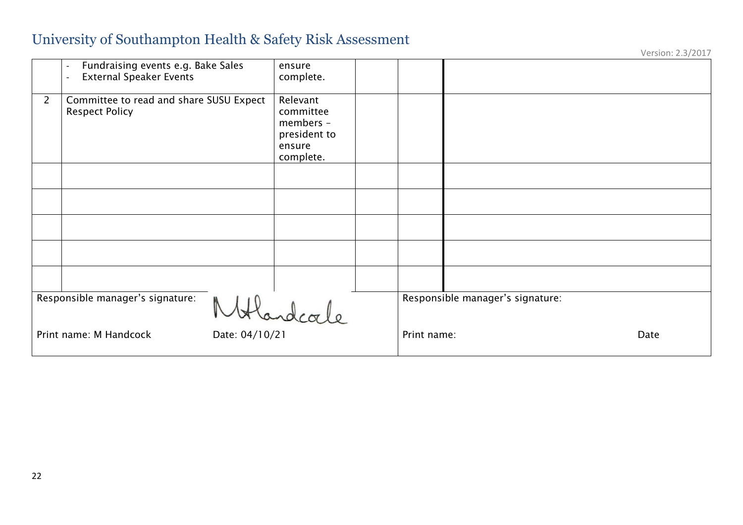# University of Southampton Health & Safety Risk Assessment

Version: 2.3/2017

| | | | | | |
|---|---|---|---|---|---|
| | - Fundraising events e.g. Bake Sales<br>- External Speaker Events | ensure complete. | | | |
| 2 | Committee to read and share SUSU Expect Respect Policy | Relevant committee members – president to ensure complete. | | | |
| | | | | | |
| | | | | | |
| | | | | | |
| | | | | | |
| | | | | | |

| | |
|---|---|
| Responsible manager's signature: MHandcock<br><br>Print name: M Handcock Date: 04/10/21 | Responsible manager's signature:<br><br>Print name: Date |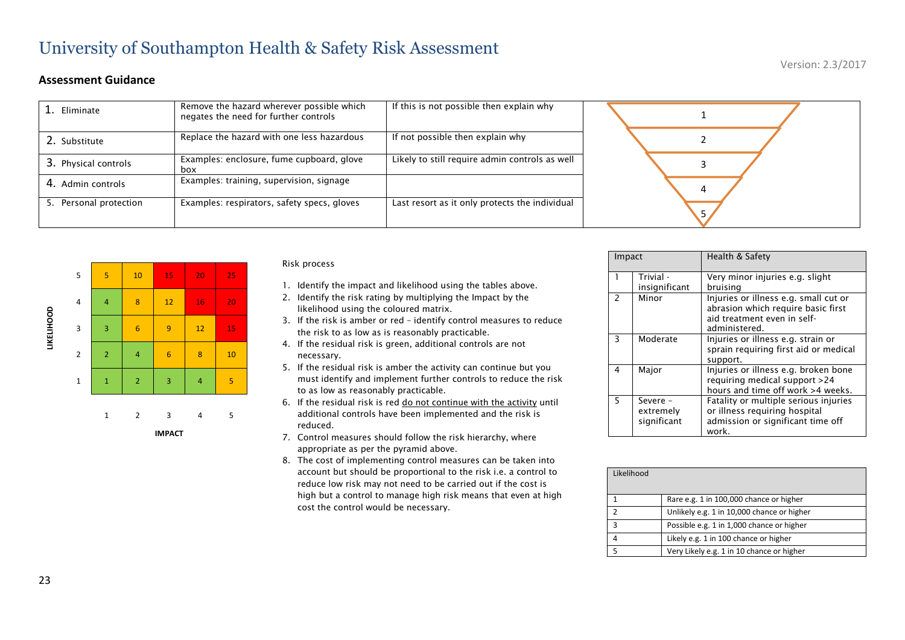# University of Southampton Health & Safety Risk Assessment

Version: 2.3/2017

## Assessment Guidance

| | | |
|---|---|---|
| 1. Eliminate | Remove the hazard wherever possible which negates the need for further controls | If this is not possible then explain why |
| 2. Substitute | Replace the hazard with one less hazardous | If not possible then explain why |
| 3. Physical controls | Examples: enclosure, fume cupboard, glove box | Likely to still require admin controls as well |
| 4. Admin controls | Examples: training, supervision, signage | |
| 5. Personal protection | Examples: respirators, safety specs, gloves | Last resort as it only protects the individual |

1
2
3
4
5

| LIKELIHOOD | | | | | |
|---|---|---|---|---|---|
| 5 | 5 | 10 | 15 | 20 | 25 |
| 4 | 4 | 8 | 12 | 16 | 20 |
| 3 | 3 | 6 | 9 | 12 | 15 |
| 2 | 2 | 4 | 6 | 8 | 10 |
| 1 | 1 | 2 | 3 | 4 | 5 |
| | 1 | 2 | 3 | 4 | 5 |
| | IMPACT | | | | |

Risk process

1. Identify the impact and likelihood using the tables above.
2. Identify the risk rating by multiplying the Impact by the likelihood using the coloured matrix.
3. If the risk is amber or red – identify control measures to reduce the risk to as low as is reasonably practicable.
4. If the residual risk is green, additional controls are not necessary.
5. If the residual risk is amber the activity can continue but you must identify and implement further controls to reduce the risk to as low as reasonably practicable.
6. If the residual risk is red do not continue with the activity until additional controls have been implemented and the risk is reduced.
7. Control measures should follow the risk hierarchy, where appropriate as per the pyramid above.
8. The cost of implementing control measures can be taken into account but should be proportional to the risk i.e. a control to reduce low risk may not need to be carried out if the cost is high but a control to manage high risk means that even at high cost the control would be necessary.

| Impact | | Health & Safety |
|---|---|---|
| 1 | Trivial - insignificant | Very minor injuries e.g. slight bruising |
| 2 | Minor | Injuries or illness e.g. small cut or abrasion which require basic first aid treatment even in self-administered. |
| 3 | Moderate | Injuries or illness e.g. strain or sprain requiring first aid or medical support. |
| 4 | Major | Injuries or illness e.g. broken bone requiring medical support >24 hours and time off work >4 weeks. |
| 5 | Severe – extremely significant | Fatality or multiple serious injuries or illness requiring hospital admission or significant time off work. |

| Likelihood | |
|---|---|
| 1 | Rare e.g. 1 in 100,000 chance or higher |
| 2 | Unlikely e.g. 1 in 10,000 chance or higher |
| 3 | Possible e.g. 1 in 1,000 chance or higher |
| 4 | Likely e.g. 1 in 100 chance or higher |
| 5 | Very Likely e.g. 1 in 10 chance or higher |